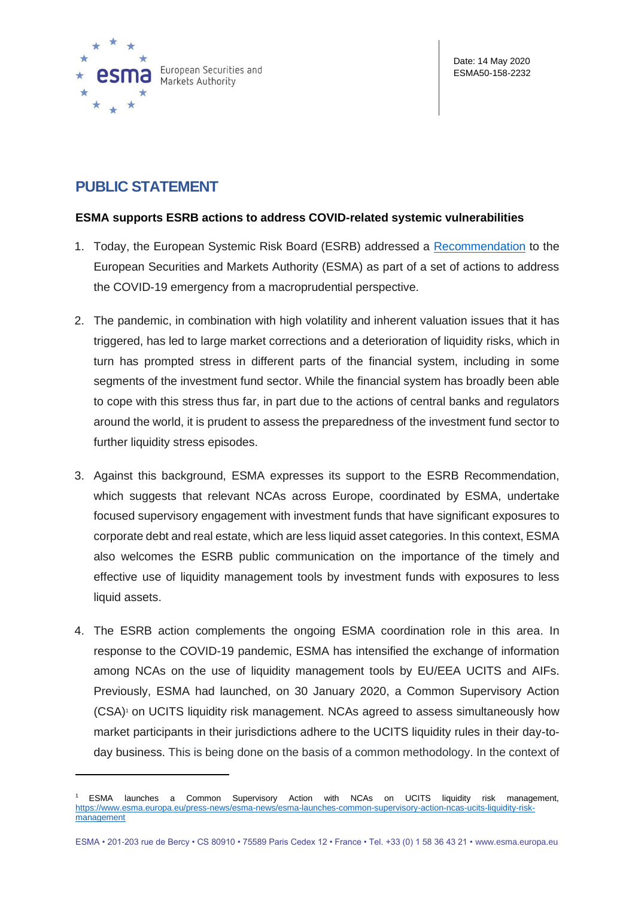European Securities and Markets Authority

Date: 14 May 2020
ESMA50-158-2232

# PUBLIC STATEMENT

**ESMA supports ESRB actions to address COVID-related systemic vulnerabilities**

1. Today, the European Systemic Risk Board (ESRB) addressed a Recommendation to the European Securities and Markets Authority (ESMA) as part of a set of actions to address the COVID-19 emergency from a macroprudential perspective.

2. The pandemic, in combination with high volatility and inherent valuation issues that it has triggered, has led to large market corrections and a deterioration of liquidity risks, which in turn has prompted stress in different parts of the financial system, including in some segments of the investment fund sector. While the financial system has broadly been able to cope with this stress thus far, in part due to the actions of central banks and regulators around the world, it is prudent to assess the preparedness of the investment fund sector to further liquidity stress episodes.

3. Against this background, ESMA expresses its support to the ESRB Recommendation, which suggests that relevant NCAs across Europe, coordinated by ESMA, undertake focused supervisory engagement with investment funds that have significant exposures to corporate debt and real estate, which are less liquid asset categories. In this context, ESMA also welcomes the ESRB public communication on the importance of the timely and effective use of liquidity management tools by investment funds with exposures to less liquid assets.

4. The ESRB action complements the ongoing ESMA coordination role in this area. In response to the COVID-19 pandemic, ESMA has intensified the exchange of information among NCAs on the use of liquidity management tools by EU/EEA UCITS and AIFs. Previously, ESMA had launched, on 30 January 2020, a Common Supervisory Action (CSA)[1] on UCITS liquidity risk management. NCAs agreed to assess simultaneously how market participants in their jurisdictions adhere to the UCITS liquidity rules in their day-to-day business. This is being done on the basis of a common methodology. In the context of

[1] ESMA launches a Common Supervisory Action with NCAs on UCITS liquidity risk management, https://www.esma.europa.eu/press-news/esma-news/esma-launches-common-supervisory-action-ncas-ucits-liquidity-risk-management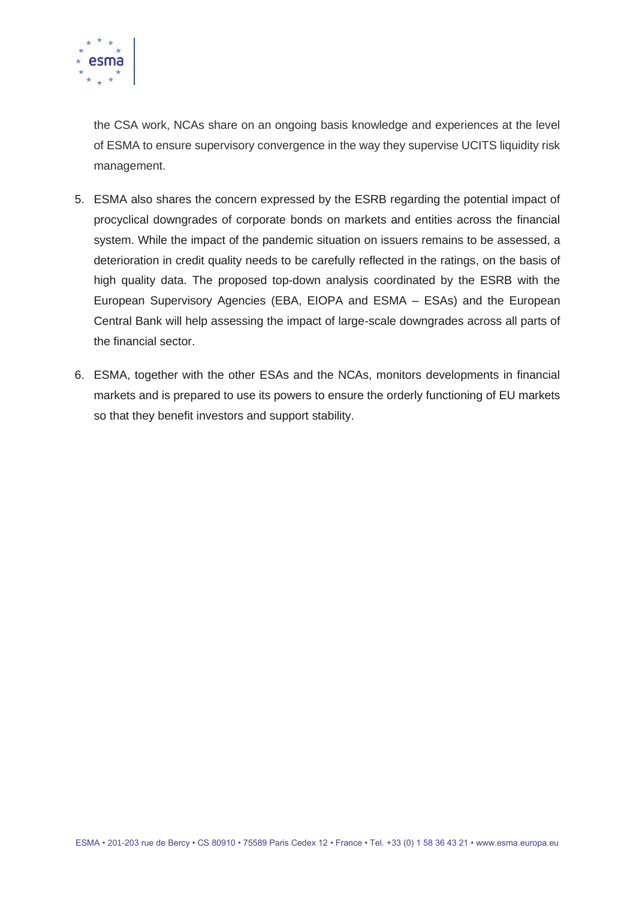the CSA work, NCAs share on an ongoing basis knowledge and experiences at the level of ESMA to ensure supervisory convergence in the way they supervise UCITS liquidity risk management.

5. ESMA also shares the concern expressed by the ESRB regarding the potential impact of procyclical downgrades of corporate bonds on markets and entities across the financial system. While the impact of the pandemic situation on issuers remains to be assessed, a deterioration in credit quality needs to be carefully reflected in the ratings, on the basis of high quality data. The proposed top-down analysis coordinated by the ESRB with the European Supervisory Agencies (EBA, EIOPA and ESMA – ESAs) and the European Central Bank will help assessing the impact of large-scale downgrades across all parts of the financial sector.

6. ESMA, together with the other ESAs and the NCAs, monitors developments in financial markets and is prepared to use its powers to ensure the orderly functioning of EU markets so that they benefit investors and support stability.